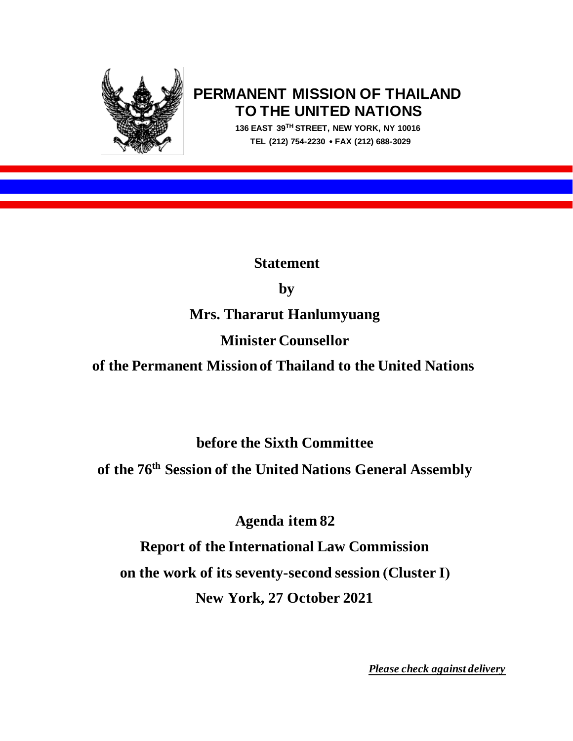**PERMANENT MISSION OF THAILAND TO THE UNITED NATIONS**

**136 EAST 39TH STREET, NEW YORK, NY 10016**

**TEL (212) 754-2230 • FAX (212) 688-3029**

**Statement**

**by**

**Mrs. Thararut Hanlumyuang**

**Minister Counsellor**

**of the Permanent Mission of Thailand to the United Nations**

**before the Sixth Committee**

**of the 76th Session of the United Nations General Assembly**

**Agenda item 82**

**Report of the International Law Commission**

**on the work of its seventy-second session (Cluster I)**

**New York, 27 October 2021**

***Please check against delivery***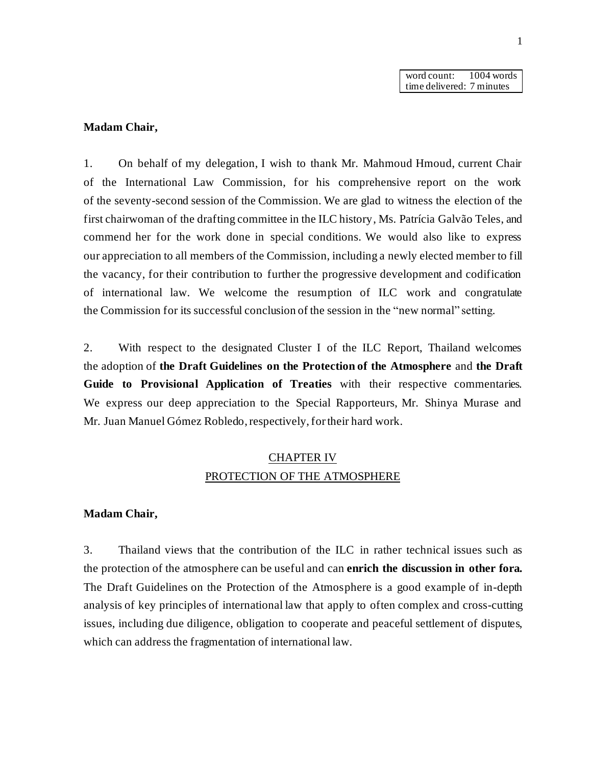| word count: | 1004 words |
| --- | --- |
| time delivered: | 7 minutes |

**Madam Chair,**

1. On behalf of my delegation, I wish to thank Mr. Mahmoud Hmoud, current Chair of the International Law Commission, for his comprehensive report on the work of the seventy-second session of the Commission. We are glad to witness the election of the first chairwoman of the drafting committee in the ILC history, Ms. Patrícia Galvão Teles, and commend her for the work done in special conditions. We would also like to express our appreciation to all members of the Commission, including a newly elected member to fill the vacancy, for their contribution to further the progressive development and codification of international law. We welcome the resumption of ILC work and congratulate the Commission for its successful conclusion of the session in the "new normal" setting.

2. With respect to the designated Cluster I of the ILC Report, Thailand welcomes the adoption of **the Draft Guidelines on the Protection of the Atmosphere** and **the Draft Guide to Provisional Application of Treaties** with their respective commentaries. We express our deep appreciation to the Special Rapporteurs, Mr. Shinya Murase and Mr. Juan Manuel Gómez Robledo, respectively, for their hard work.

## CHAPTER IV
## PROTECTION OF THE ATMOSPHERE

**Madam Chair,**

3. Thailand views that the contribution of the ILC in rather technical issues such as the protection of the atmosphere can be useful and can **enrich the discussion in other fora.** The Draft Guidelines on the Protection of the Atmosphere is a good example of in-depth analysis of key principles of international law that apply to often complex and cross-cutting issues, including due diligence, obligation to cooperate and peaceful settlement of disputes, which can address the fragmentation of international law.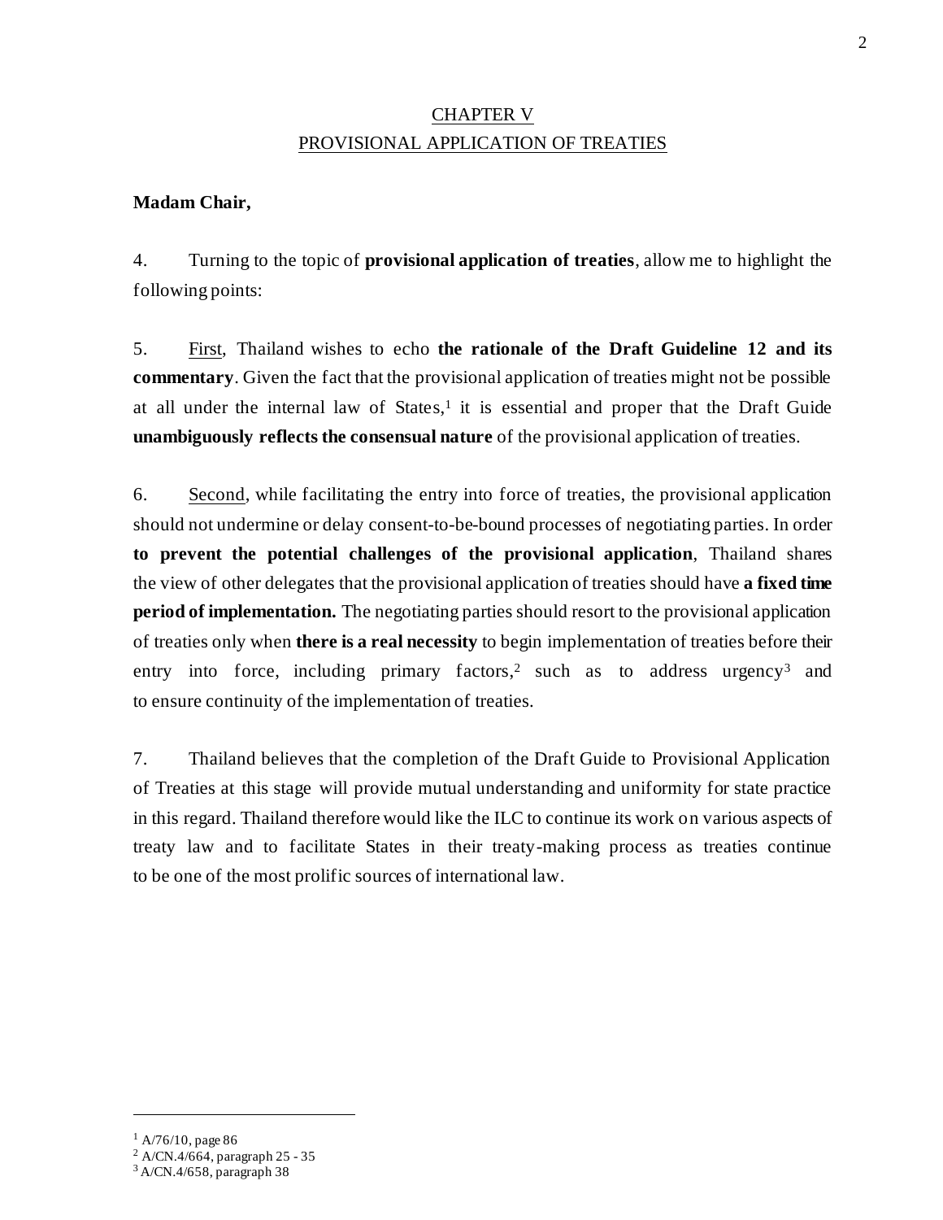## CHAPTER V
## PROVISIONAL APPLICATION OF TREATIES

**Madam Chair,**

4. Turning to the topic of **provisional application of treaties**, allow me to highlight the following points:

5. First, Thailand wishes to echo **the rationale of the Draft Guideline 12 and its commentary**. Given the fact that the provisional application of treaties might not be possible at all under the internal law of States,[1] it is essential and proper that the Draft Guide **unambiguously reflects the consensual nature** of the provisional application of treaties.

6. Second, while facilitating the entry into force of treaties, the provisional application should not undermine or delay consent-to-be-bound processes of negotiating parties. In order **to prevent the potential challenges of the provisional application**, Thailand shares the view of other delegates that the provisional application of treaties should have **a fixed time period of implementation.** The negotiating parties should resort to the provisional application of treaties only when **there is a real necessity** to begin implementation of treaties before their entry into force, including primary factors,[2] such as to address urgency[3] and to ensure continuity of the implementation of treaties.

7. Thailand believes that the completion of the Draft Guide to Provisional Application of Treaties at this stage will provide mutual understanding and uniformity for state practice in this regard. Thailand therefore would like the ILC to continue its work on various aspects of treaty law and to facilitate States in their treaty-making process as treaties continue to be one of the most prolific sources of international law.

---

[1] A/76/10, page 86

[2] A/CN.4/664, paragraph 25 - 35

[3] A/CN.4/658, paragraph 38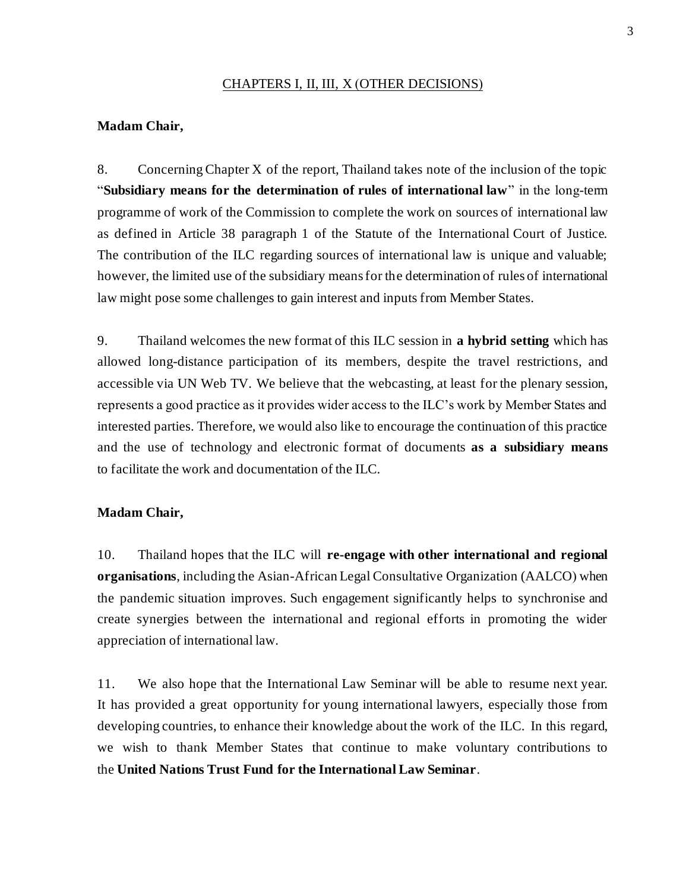## CHAPTERS I, II, III, X (OTHER DECISIONS)

**Madam Chair,**

8. Concerning Chapter X of the report, Thailand takes note of the inclusion of the topic "**Subsidiary means for the determination of rules of international law**" in the long-term programme of work of the Commission to complete the work on sources of international law as defined in Article 38 paragraph 1 of the Statute of the International Court of Justice. The contribution of the ILC regarding sources of international law is unique and valuable; however, the limited use of the subsidiary means for the determination of rules of international law might pose some challenges to gain interest and inputs from Member States.

9. Thailand welcomes the new format of this ILC session in **a hybrid setting** which has allowed long-distance participation of its members, despite the travel restrictions, and accessible via UN Web TV. We believe that the webcasting, at least for the plenary session, represents a good practice as it provides wider access to the ILC's work by Member States and interested parties. Therefore, we would also like to encourage the continuation of this practice and the use of technology and electronic format of documents **as a subsidiary means** to facilitate the work and documentation of the ILC.

**Madam Chair,**

10. Thailand hopes that the ILC will **re-engage with other international and regional organisations**, including the Asian-African Legal Consultative Organization (AALCO) when the pandemic situation improves. Such engagement significantly helps to synchronise and create synergies between the international and regional efforts in promoting the wider appreciation of international law.

11. We also hope that the International Law Seminar will be able to resume next year. It has provided a great opportunity for young international lawyers, especially those from developing countries, to enhance their knowledge about the work of the ILC. In this regard, we wish to thank Member States that continue to make voluntary contributions to the **United Nations Trust Fund for the International Law Seminar**.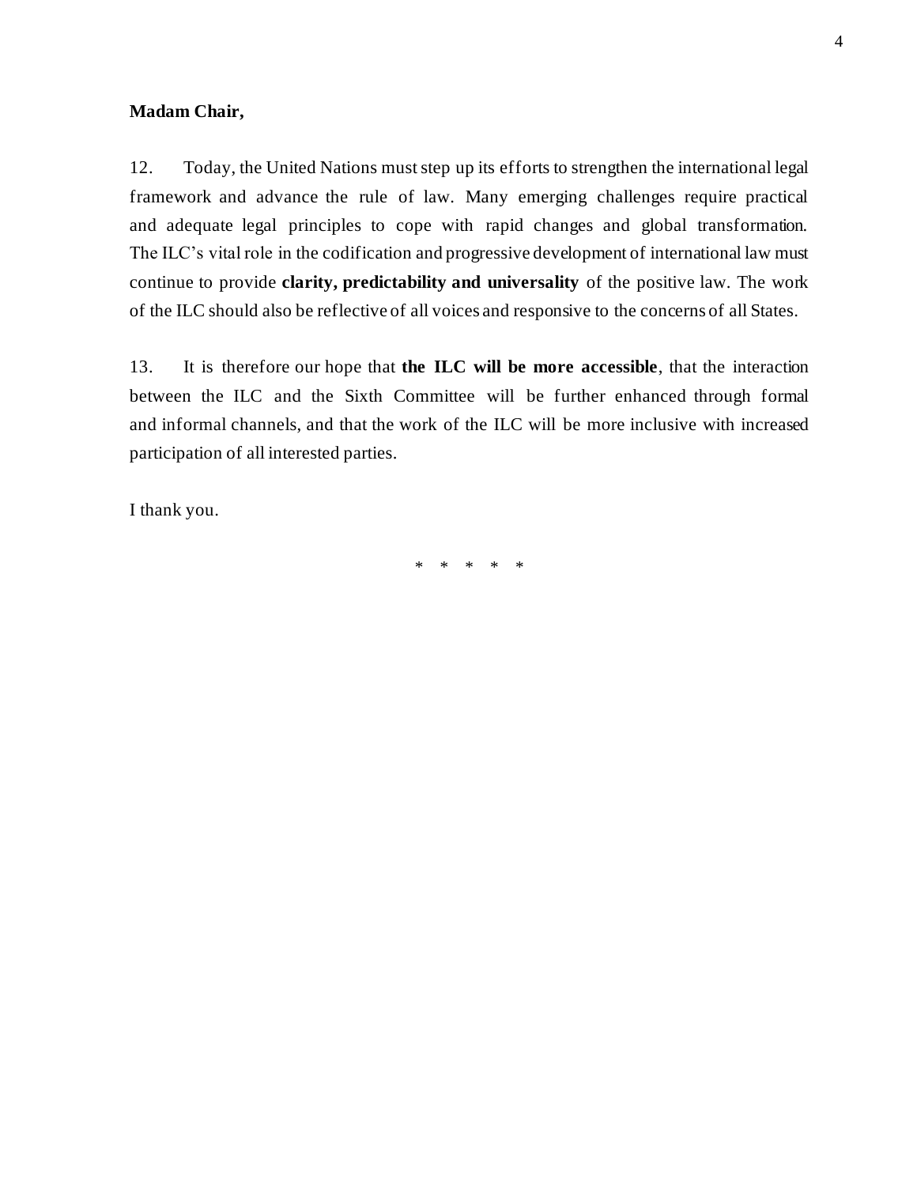**Madam Chair,**

12. Today, the United Nations must step up its efforts to strengthen the international legal framework and advance the rule of law. Many emerging challenges require practical and adequate legal principles to cope with rapid changes and global transformation. The ILC's vital role in the codification and progressive development of international law must continue to provide **clarity, predictability and universality** of the positive law. The work of the ILC should also be reflective of all voices and responsive to the concerns of all States.

13. It is therefore our hope that **the ILC will be more accessible**, that the interaction between the ILC and the Sixth Committee will be further enhanced through formal and informal channels, and that the work of the ILC will be more inclusive with increased participation of all interested parties.

I thank you.

\* \* \* \* \*